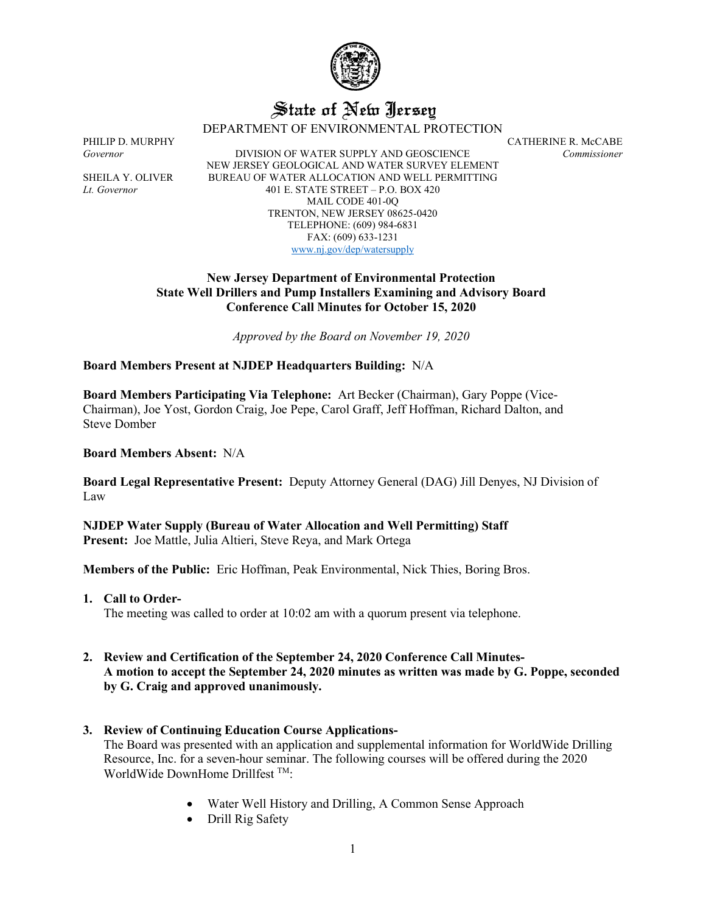# State of New Jersey

DEPARTMENT OF ENVIRONMENTAL PROTECTION

PHILIP D. MURPHY
*Governor*

SHEILA Y. OLIVER
*Lt. Governor*

DIVISION OF WATER SUPPLY AND GEOSCIENCE
NEW JERSEY GEOLOGICAL AND WATER SURVEY ELEMENT
BUREAU OF WATER ALLOCATION AND WELL PERMITTING
401 E. STATE STREET – P.O. BOX 420
MAIL CODE 401-0Q
TRENTON, NEW JERSEY 08625-0420
TELEPHONE: (609) 984-6831
FAX: (609) 633-1231
www.nj.gov/dep/watersupply

CATHERINE R. McCABE
*Commissioner*

**New Jersey Department of Environmental Protection**
**State Well Drillers and Pump Installers Examining and Advisory Board**
**Conference Call Minutes for October 15, 2020**

*Approved by the Board on November 19, 2020*

**Board Members Present at NJDEP Headquarters Building:** N/A

**Board Members Participating Via Telephone:** Art Becker (Chairman), Gary Poppe (Vice-Chairman), Joe Yost, Gordon Craig, Joe Pepe, Carol Graff, Jeff Hoffman, Richard Dalton, and Steve Domber

**Board Members Absent:** N/A

**Board Legal Representative Present:** Deputy Attorney General (DAG) Jill Denyes, NJ Division of Law

**NJDEP Water Supply (Bureau of Water Allocation and Well Permitting) Staff Present:** Joe Mattle, Julia Altieri, Steve Reya, and Mark Ortega

**Members of the Public:** Eric Hoffman, Peak Environmental, Nick Thies, Boring Bros.

1. **Call to Order-**
   The meeting was called to order at 10:02 am with a quorum present via telephone.

2. **Review and Certification of the September 24, 2020 Conference Call Minutes-**
   **A motion to accept the September 24, 2020 minutes as written was made by G. Poppe, seconded by G. Craig and approved unanimously.**

3. **Review of Continuing Education Course Applications-**
   The Board was presented with an application and supplemental information for WorldWide Drilling Resource, Inc. for a seven-hour seminar. The following courses will be offered during the 2020 WorldWide DownHome Drillfest ™:

   - Water Well History and Drilling, A Common Sense Approach
   - Drill Rig Safety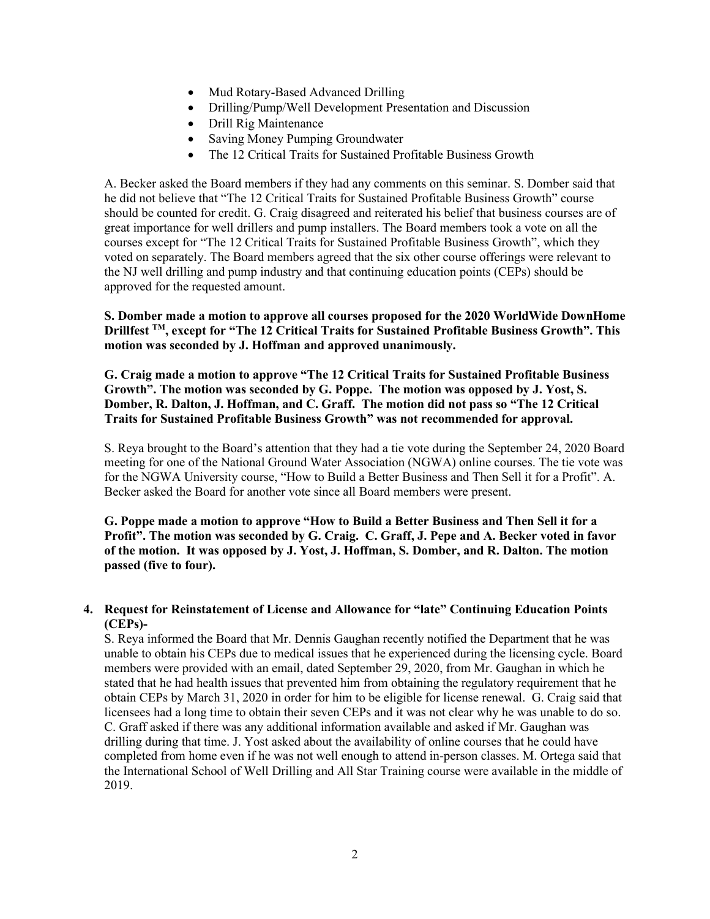- Mud Rotary-Based Advanced Drilling
- Drilling/Pump/Well Development Presentation and Discussion
- Drill Rig Maintenance
- Saving Money Pumping Groundwater
- The 12 Critical Traits for Sustained Profitable Business Growth

A. Becker asked the Board members if they had any comments on this seminar. S. Domber said that he did not believe that "The 12 Critical Traits for Sustained Profitable Business Growth" course should be counted for credit. G. Craig disagreed and reiterated his belief that business courses are of great importance for well drillers and pump installers. The Board members took a vote on all the courses except for "The 12 Critical Traits for Sustained Profitable Business Growth", which they voted on separately. The Board members agreed that the six other course offerings were relevant to the NJ well drilling and pump industry and that continuing education points (CEPs) should be approved for the requested amount.

**S. Domber made a motion to approve all courses proposed for the 2020 WorldWide DownHome Drillfest TM, except for "The 12 Critical Traits for Sustained Profitable Business Growth". This motion was seconded by J. Hoffman and approved unanimously.**

**G. Craig made a motion to approve "The 12 Critical Traits for Sustained Profitable Business Growth". The motion was seconded by G. Poppe. The motion was opposed by J. Yost, S. Domber, R. Dalton, J. Hoffman, and C. Graff. The motion did not pass so "The 12 Critical Traits for Sustained Profitable Business Growth" was not recommended for approval.**

S. Reya brought to the Board's attention that they had a tie vote during the September 24, 2020 Board meeting for one of the National Ground Water Association (NGWA) online courses. The tie vote was for the NGWA University course, "How to Build a Better Business and Then Sell it for a Profit". A. Becker asked the Board for another vote since all Board members were present.

**G. Poppe made a motion to approve "How to Build a Better Business and Then Sell it for a Profit". The motion was seconded by G. Craig. C. Graff, J. Pepe and A. Becker voted in favor of the motion. It was opposed by J. Yost, J. Hoffman, S. Domber, and R. Dalton. The motion passed (five to four).**

**4. Request for Reinstatement of License and Allowance for "late" Continuing Education Points (CEPs)-**

S. Reya informed the Board that Mr. Dennis Gaughan recently notified the Department that he was unable to obtain his CEPs due to medical issues that he experienced during the licensing cycle. Board members were provided with an email, dated September 29, 2020, from Mr. Gaughan in which he stated that he had health issues that prevented him from obtaining the regulatory requirement that he obtain CEPs by March 31, 2020 in order for him to be eligible for license renewal. G. Craig said that licensees had a long time to obtain their seven CEPs and it was not clear why he was unable to do so. C. Graff asked if there was any additional information available and asked if Mr. Gaughan was drilling during that time. J. Yost asked about the availability of online courses that he could have completed from home even if he was not well enough to attend in-person classes. M. Ortega said that the International School of Well Drilling and All Star Training course were available in the middle of 2019.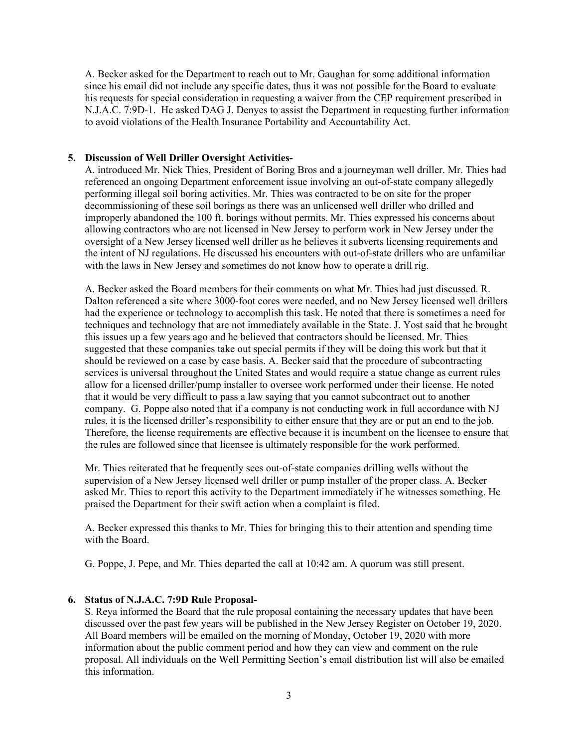A. Becker asked for the Department to reach out to Mr. Gaughan for some additional information since his email did not include any specific dates, thus it was not possible for the Board to evaluate his requests for special consideration in requesting a waiver from the CEP requirement prescribed in N.J.A.C. 7:9D-1. He asked DAG J. Denyes to assist the Department in requesting further information to avoid violations of the Health Insurance Portability and Accountability Act.

**5. Discussion of Well Driller Oversight Activities-**

A. introduced Mr. Nick Thies, President of Boring Bros and a journeyman well driller. Mr. Thies had referenced an ongoing Department enforcement issue involving an out-of-state company allegedly performing illegal soil boring activities. Mr. Thies was contracted to be on site for the proper decommissioning of these soil borings as there was an unlicensed well driller who drilled and improperly abandoned the 100 ft. borings without permits. Mr. Thies expressed his concerns about allowing contractors who are not licensed in New Jersey to perform work in New Jersey under the oversight of a New Jersey licensed well driller as he believes it subverts licensing requirements and the intent of NJ regulations. He discussed his encounters with out-of-state drillers who are unfamiliar with the laws in New Jersey and sometimes do not know how to operate a drill rig.

A. Becker asked the Board members for their comments on what Mr. Thies had just discussed. R. Dalton referenced a site where 3000-foot cores were needed, and no New Jersey licensed well drillers had the experience or technology to accomplish this task. He noted that there is sometimes a need for techniques and technology that are not immediately available in the State. J. Yost said that he brought this issues up a few years ago and he believed that contractors should be licensed. Mr. Thies suggested that these companies take out special permits if they will be doing this work but that it should be reviewed on a case by case basis. A. Becker said that the procedure of subcontracting services is universal throughout the United States and would require a statue change as current rules allow for a licensed driller/pump installer to oversee work performed under their license. He noted that it would be very difficult to pass a law saying that you cannot subcontract out to another company. G. Poppe also noted that if a company is not conducting work in full accordance with NJ rules, it is the licensed driller's responsibility to either ensure that they are or put an end to the job. Therefore, the license requirements are effective because it is incumbent on the licensee to ensure that the rules are followed since that licensee is ultimately responsible for the work performed.

Mr. Thies reiterated that he frequently sees out-of-state companies drilling wells without the supervision of a New Jersey licensed well driller or pump installer of the proper class. A. Becker asked Mr. Thies to report this activity to the Department immediately if he witnesses something. He praised the Department for their swift action when a complaint is filed.

A. Becker expressed this thanks to Mr. Thies for bringing this to their attention and spending time with the Board.

G. Poppe, J. Pepe, and Mr. Thies departed the call at 10:42 am. A quorum was still present.

**6. Status of N.J.A.C. 7:9D Rule Proposal-**

S. Reya informed the Board that the rule proposal containing the necessary updates that have been discussed over the past few years will be published in the New Jersey Register on October 19, 2020. All Board members will be emailed on the morning of Monday, October 19, 2020 with more information about the public comment period and how they can view and comment on the rule proposal. All individuals on the Well Permitting Section's email distribution list will also be emailed this information.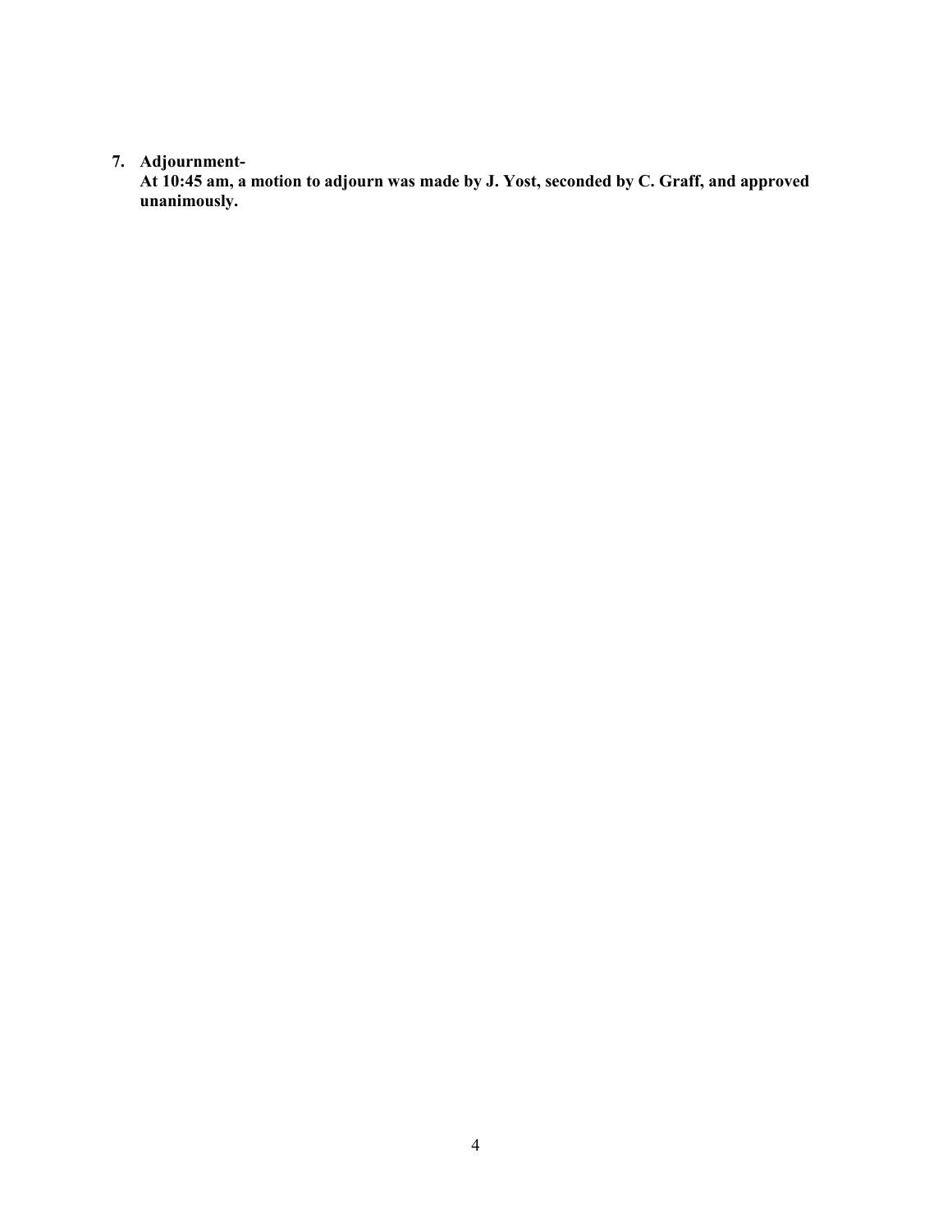7. **Adjournment-**
   **At 10:45 am, a motion to adjourn was made by J. Yost, seconded by C. Graff, and approved unanimously.**